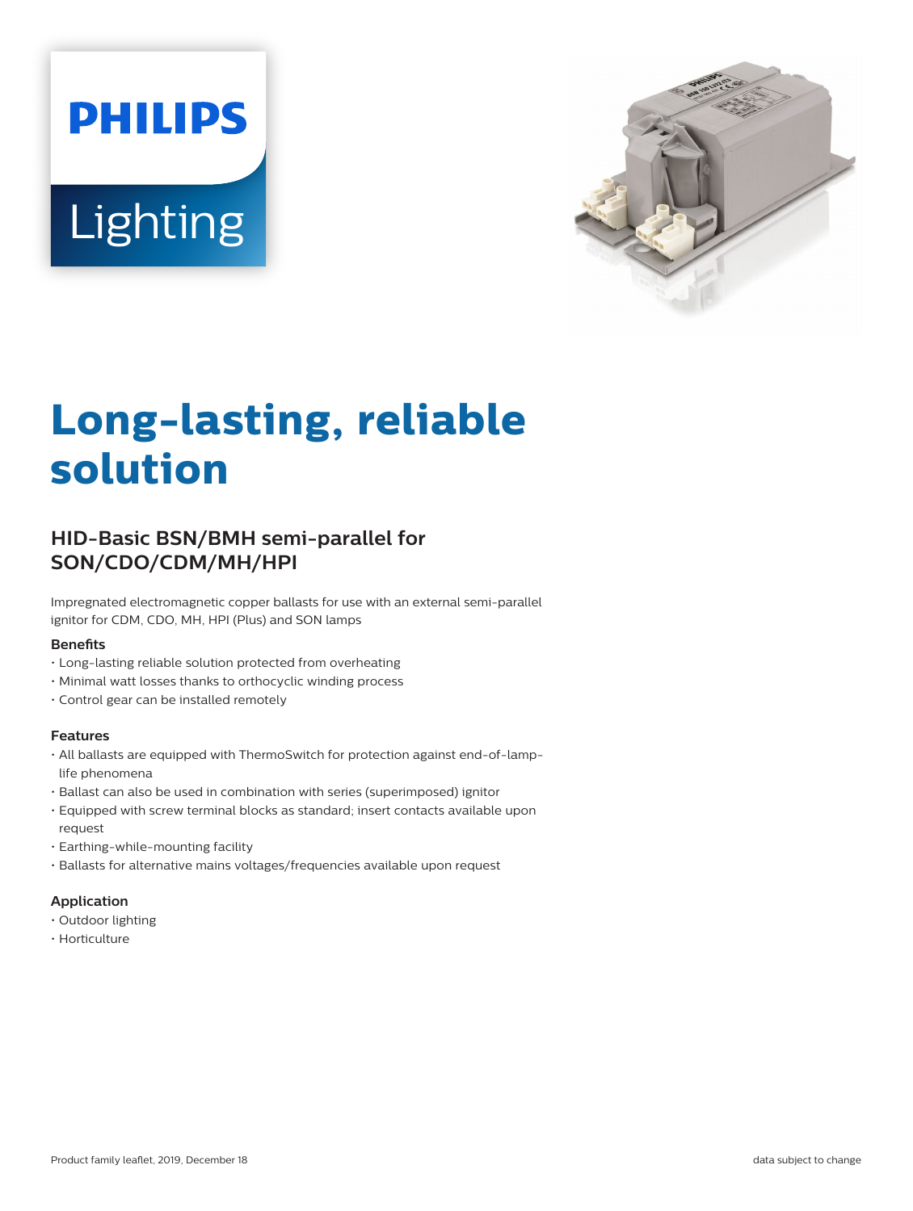# Long-lasting, reliable solution

## HID-Basic BSN/BMH semi-parallel for SON/CDO/CDM/MH/HPI

Impregnated electromagnetic copper ballasts for use with an external semi-parallel ignitor for CDM, CDO, MH, HPI (Plus) and SON lamps

### Benefits

- Long-lasting reliable solution protected from overheating
- Minimal watt losses thanks to orthocyclic winding process
- Control gear can be installed remotely

### Features

- All ballasts are equipped with ThermoSwitch for protection against end-of-lamp-life phenomena
- Ballast can also be used in combination with series (superimposed) ignitor
- Equipped with screw terminal blocks as standard; insert contacts available upon request
- Earthing-while-mounting facility
- Ballasts for alternative mains voltages/frequencies available upon request

### Application

- Outdoor lighting
- Horticulture

Product family leaflet, 2019, December 18

data subject to change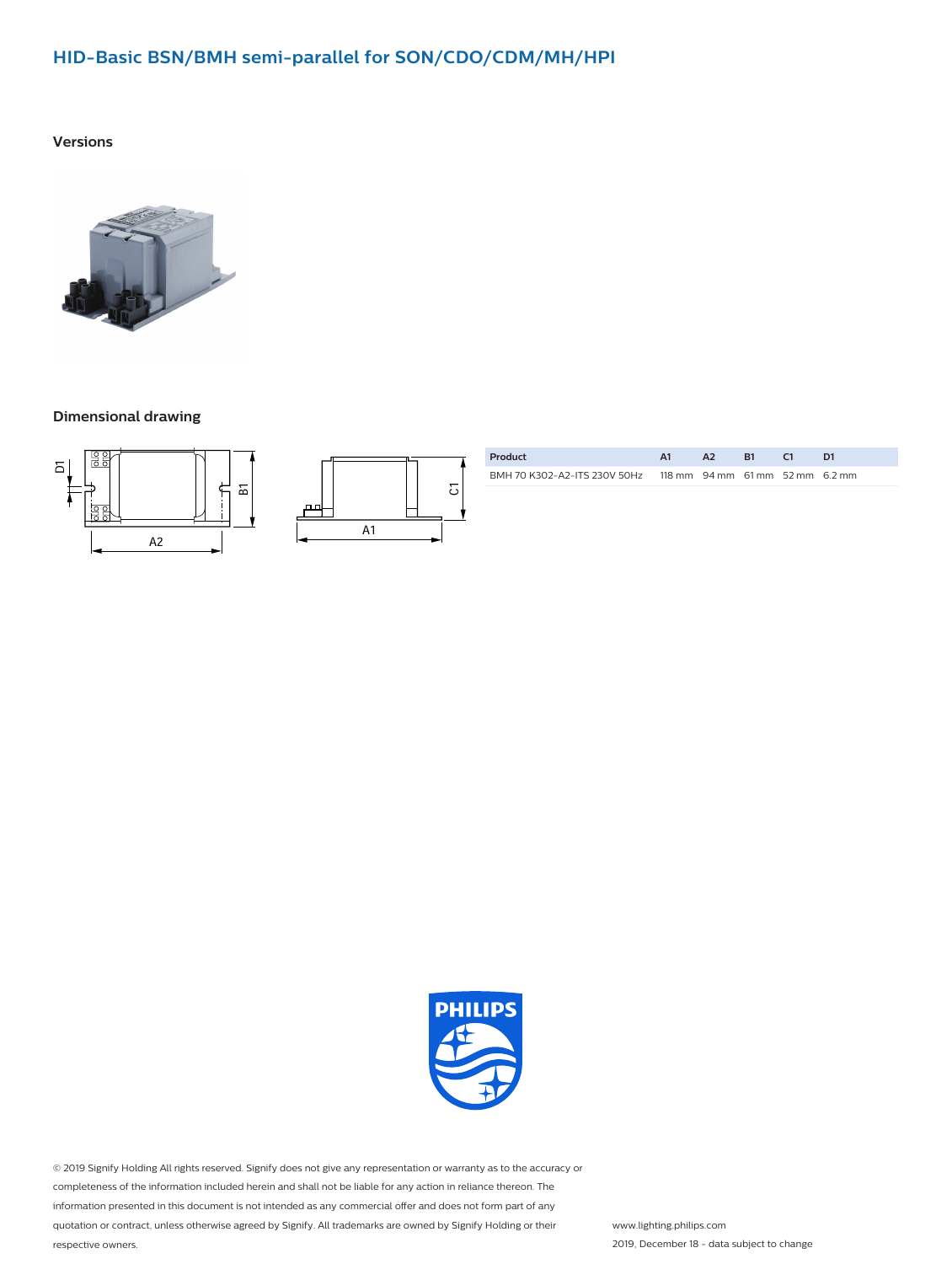## HID-Basic BSN/BMH semi-parallel for SON/CDO/CDM/MH/HPI

### Versions

### Dimensional drawing

D1

B1

A2

C1

A1

| Product | A1 | A2 | B1 | C1 | D1 |
|---|---|---|---|---|---|
| BMH 70 K302-A2-ITS 230V 50Hz | 118 mm | 94 mm | 61 mm | 52 mm | 6.2 mm |

© 2019 Signify Holding All rights reserved. Signify does not give any representation or warranty as to the accuracy or completeness of the information included herein and shall not be liable for any action in reliance thereon. The information presented in this document is not intended as any commercial offer and does not form part of any quotation or contract, unless otherwise agreed by Signify. All trademarks are owned by Signify Holding or their respective owners.

www.lighting.philips.com

2019, December 18 - data subject to change